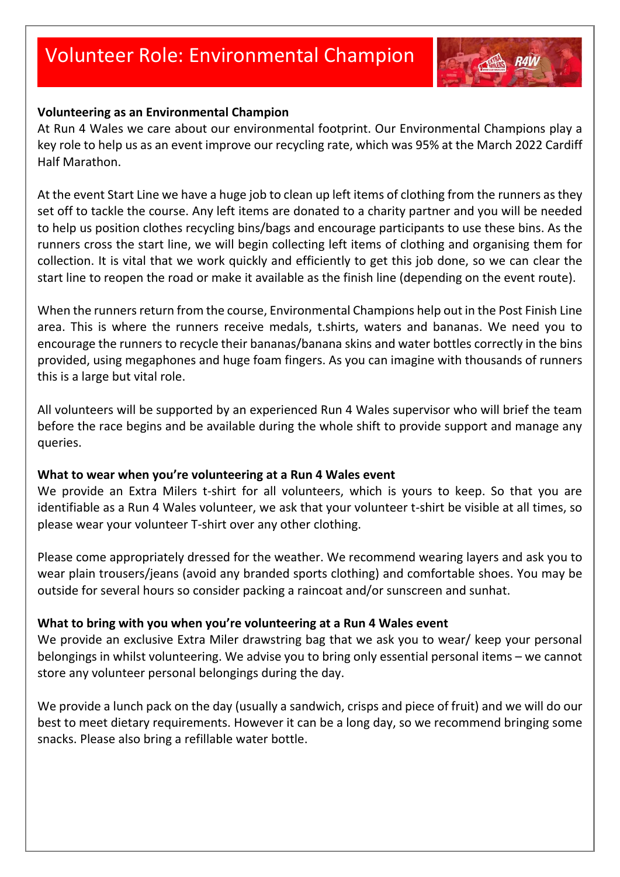# Volunteer Role: Environmental Champion

**Volunteering as an Environmental Champion**

At Run 4 Wales we care about our environmental footprint. Our Environmental Champions play a key role to help us as an event improve our recycling rate, which was 95% at the March 2022 Cardiff Half Marathon.

At the event Start Line we have a huge job to clean up left items of clothing from the runners as they set off to tackle the course. Any left items are donated to a charity partner and you will be needed to help us position clothes recycling bins/bags and encourage participants to use these bins. As the runners cross the start line, we will begin collecting left items of clothing and organising them for collection. It is vital that we work quickly and efficiently to get this job done, so we can clear the start line to reopen the road or make it available as the finish line (depending on the event route).

When the runners return from the course, Environmental Champions help out in the Post Finish Line area. This is where the runners receive medals, t.shirts, waters and bananas. We need you to encourage the runners to recycle their bananas/banana skins and water bottles correctly in the bins provided, using megaphones and huge foam fingers. As you can imagine with thousands of runners this is a large but vital role.

All volunteers will be supported by an experienced Run 4 Wales supervisor who will brief the team before the race begins and be available during the whole shift to provide support and manage any queries.

**What to wear when you're volunteering at a Run 4 Wales event**

We provide an Extra Milers t-shirt for all volunteers, which is yours to keep. So that you are identifiable as a Run 4 Wales volunteer, we ask that your volunteer t-shirt be visible at all times, so please wear your volunteer T-shirt over any other clothing.

Please come appropriately dressed for the weather. We recommend wearing layers and ask you to wear plain trousers/jeans (avoid any branded sports clothing) and comfortable shoes. You may be outside for several hours so consider packing a raincoat and/or sunscreen and sunhat.

**What to bring with you when you're volunteering at a Run 4 Wales event**

We provide an exclusive Extra Miler drawstring bag that we ask you to wear/ keep your personal belongings in whilst volunteering. We advise you to bring only essential personal items – we cannot store any volunteer personal belongings during the day.

We provide a lunch pack on the day (usually a sandwich, crisps and piece of fruit) and we will do our best to meet dietary requirements. However it can be a long day, so we recommend bringing some snacks. Please also bring a refillable water bottle.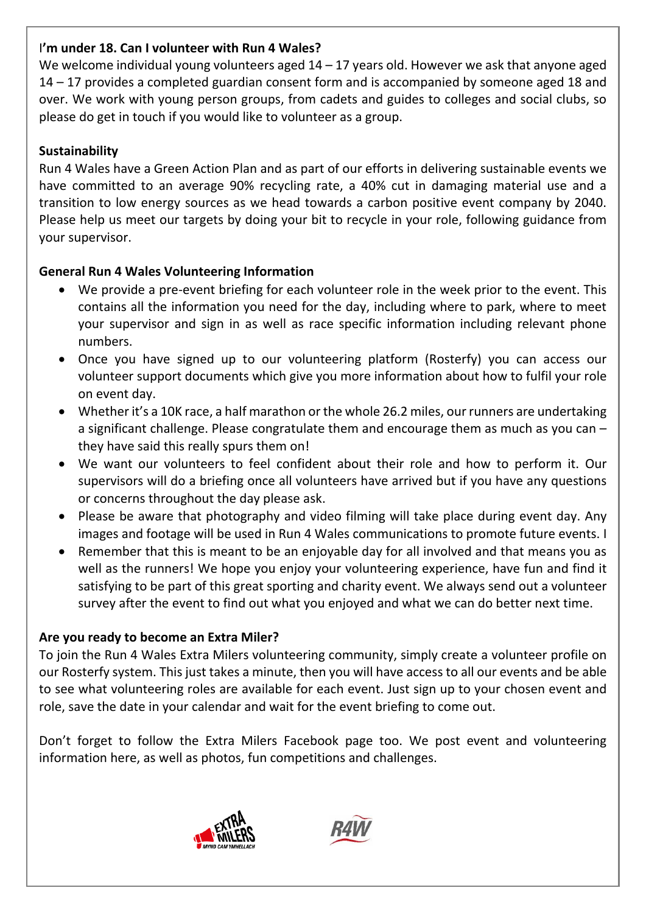**I'm under 18. Can I volunteer with Run 4 Wales?**

We welcome individual young volunteers aged 14 – 17 years old. However we ask that anyone aged 14 – 17 provides a completed guardian consent form and is accompanied by someone aged 18 and over. We work with young person groups, from cadets and guides to colleges and social clubs, so please do get in touch if you would like to volunteer as a group.

**Sustainability**

Run 4 Wales have a Green Action Plan and as part of our efforts in delivering sustainable events we have committed to an average 90% recycling rate, a 40% cut in damaging material use and a transition to low energy sources as we head towards a carbon positive event company by 2040. Please help us meet our targets by doing your bit to recycle in your role, following guidance from your supervisor.

**General Run 4 Wales Volunteering Information**

- We provide a pre-event briefing for each volunteer role in the week prior to the event. This contains all the information you need for the day, including where to park, where to meet your supervisor and sign in as well as race specific information including relevant phone numbers.
- Once you have signed up to our volunteering platform (Rosterfy) you can access our volunteer support documents which give you more information about how to fulfil your role on event day.
- Whether it's a 10K race, a half marathon or the whole 26.2 miles, our runners are undertaking a significant challenge. Please congratulate them and encourage them as much as you can – they have said this really spurs them on!
- We want our volunteers to feel confident about their role and how to perform it. Our supervisors will do a briefing once all volunteers have arrived but if you have any questions or concerns throughout the day please ask.
- Please be aware that photography and video filming will take place during event day. Any images and footage will be used in Run 4 Wales communications to promote future events. I
- Remember that this is meant to be an enjoyable day for all involved and that means you as well as the runners! We hope you enjoy your volunteering experience, have fun and find it satisfying to be part of this great sporting and charity event. We always send out a volunteer survey after the event to find out what you enjoyed and what we can do better next time.

**Are you ready to become an Extra Miler?**

To join the Run 4 Wales Extra Milers volunteering community, simply create a volunteer profile on our Rosterfy system. This just takes a minute, then you will have access to all our events and be able to see what volunteering roles are available for each event. Just sign up to your chosen event and role, save the date in your calendar and wait for the event briefing to come out.

Don't forget to follow the Extra Milers Facebook page too. We post event and volunteering information here, as well as photos, fun competitions and challenges.